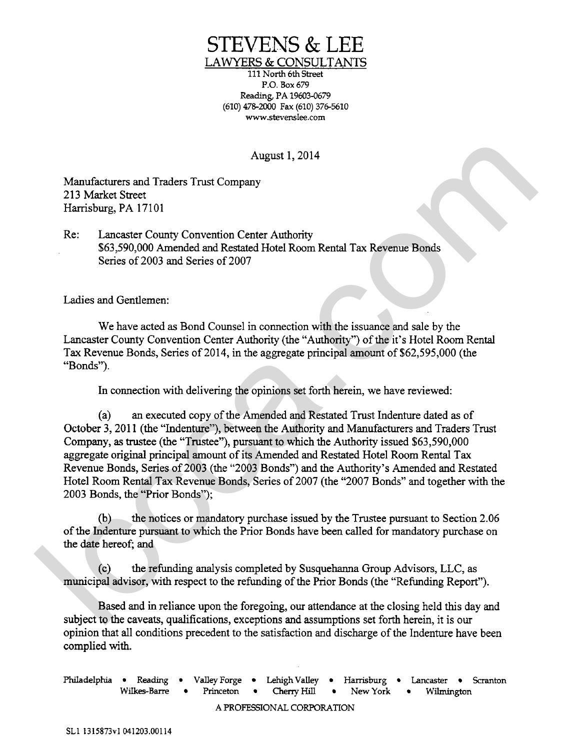# STEVENS & LEE

LAWYERS & CONSULTANTS

111 North 6th Street
P.O. Box 679
Reading, PA 19603-0679
(610) 478-2000 Fax (610) 376-5610
www.stevenslee.com

August 1, 2014

Manufacturers and Traders Trust Company
213 Market Street
Harrisburg, PA 17101

Re: Lancaster County Convention Center Authority
$63,590,000 Amended and Restated Hotel Room Rental Tax Revenue Bonds
Series of 2003 and Series of 2007

Ladies and Gentlemen:

We have acted as Bond Counsel in connection with the issuance and sale by the Lancaster County Convention Center Authority (the "Authority") of the it's Hotel Room Rental Tax Revenue Bonds, Series of 2014, in the aggregate principal amount of $62,595,000 (the "Bonds").

In connection with delivering the opinions set forth herein, we have reviewed:

(a) an executed copy of the Amended and Restated Trust Indenture dated as of October 3, 2011 (the "Indenture"), between the Authority and Manufacturers and Traders Trust Company, as trustee (the "Trustee"), pursuant to which the Authority issued $63,590,000 aggregate original principal amount of its Amended and Restated Hotel Room Rental Tax Revenue Bonds, Series of 2003 (the "2003 Bonds") and the Authority's Amended and Restated Hotel Room Rental Tax Revenue Bonds, Series of 2007 (the "2007 Bonds" and together with the 2003 Bonds, the "Prior Bonds");

(b) the notices or mandatory purchase issued by the Trustee pursuant to Section 2.06 of the Indenture pursuant to which the Prior Bonds have been called for mandatory purchase on the date hereof; and

(c) the refunding analysis completed by Susquehanna Group Advisors, LLC, as municipal advisor, with respect to the refunding of the Prior Bonds (the "Refunding Report").

Based and in reliance upon the foregoing, our attendance at the closing held this day and subject to the caveats, qualifications, exceptions and assumptions set forth herein, it is our opinion that all conditions precedent to the satisfaction and discharge of the Indenture have been complied with.

Philadelphia • Reading • Valley Forge • Lehigh Valley • Harrisburg • Lancaster • Scranton
Wilkes-Barre • Princeton • Cherry Hill • New York • Wilmington

A PROFESSIONAL CORPORATION

SL1 1315873v1 041203.00114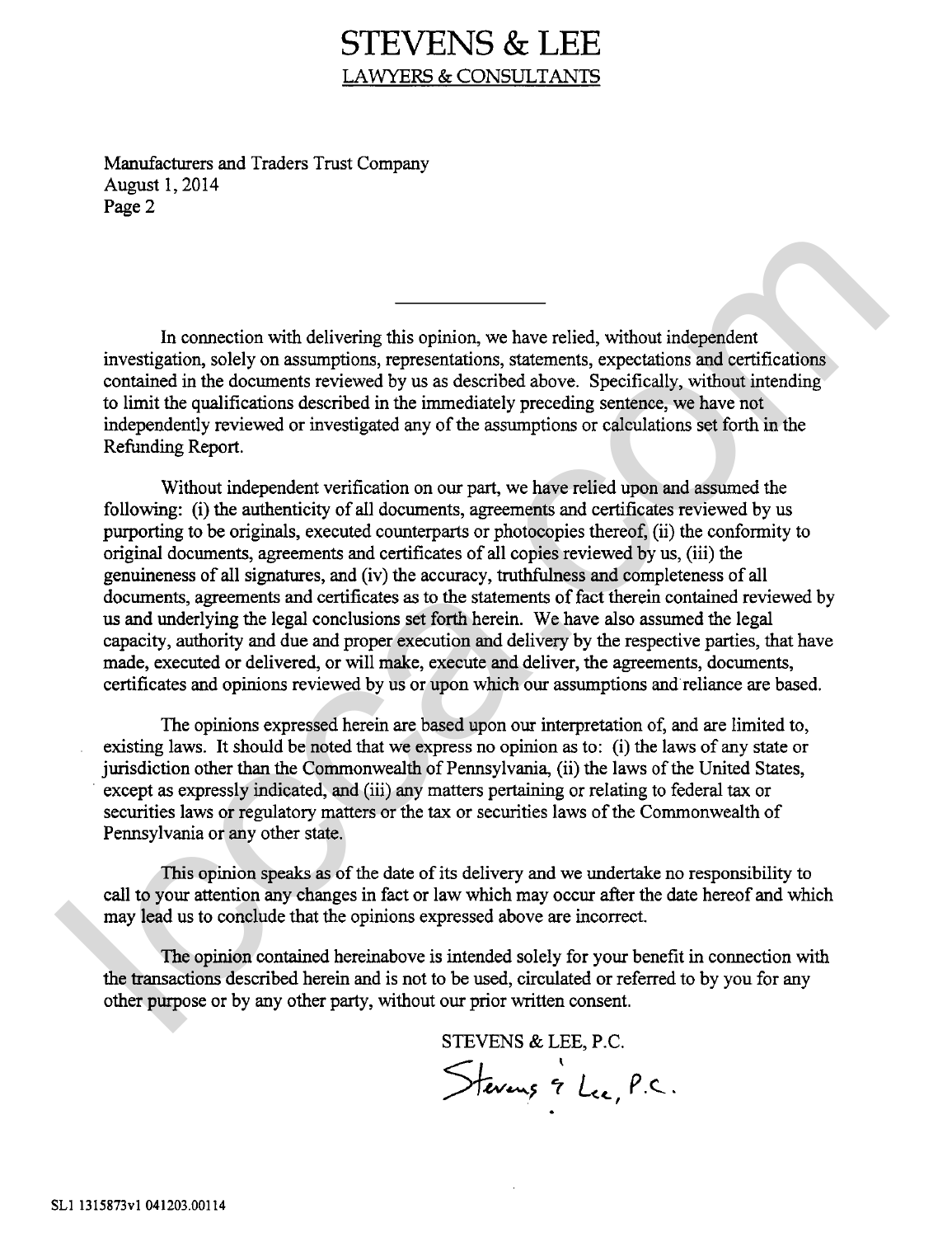In connection with delivering this opinion, we have relied, without independent investigation, solely on assumptions, representations, statements, expectations and certifications contained in the documents reviewed by us as described above. Specifically, without intending to limit the qualifications described in the immediately preceding sentence, we have not independently reviewed or investigated any of the assumptions or calculations set forth in the Refunding Report.

Without independent verification on our part, we have relied upon and assumed the following: (i) the authenticity of all documents, agreements and certificates reviewed by us purporting to be originals, executed counterparts or photocopies thereof, (ii) the conformity to original documents, agreements and certificates of all copies reviewed by us, (iii) the genuineness of all signatures, and (iv) the accuracy, truthfulness and completeness of all documents, agreements and certificates as to the statements of fact therein contained reviewed by us and underlying the legal conclusions set forth herein. We have also assumed the legal capacity, authority and due and proper execution and delivery by the respective parties, that have made, executed or delivered, or will make, execute and deliver, the agreements, documents, certificates and opinions reviewed by us or upon which our assumptions and reliance are based.

The opinions expressed herein are based upon our interpretation of, and are limited to, existing laws. It should be noted that we express no opinion as to: (i) the laws of any state or jurisdiction other than the Commonwealth of Pennsylvania, (ii) the laws of the United States, except as expressly indicated, and (iii) any matters pertaining or relating to federal tax or securities laws or regulatory matters or the tax or securities laws of the Commonwealth of Pennsylvania or any other state.

This opinion speaks as of the date of its delivery and we undertake no responsibility to call to your attention any changes in fact or law which may occur after the date hereof and which may lead us to conclude that the opinions expressed above are incorrect.

The opinion contained hereinabove is intended solely for your benefit in connection with the transactions described herein and is not to be used, circulated or referred to by you for any other purpose or by any other party, without our prior written consent.

STEVENS & LEE, P.C.

Stevens & Lee, P.C.

SL1 1315873v1 041203.00114